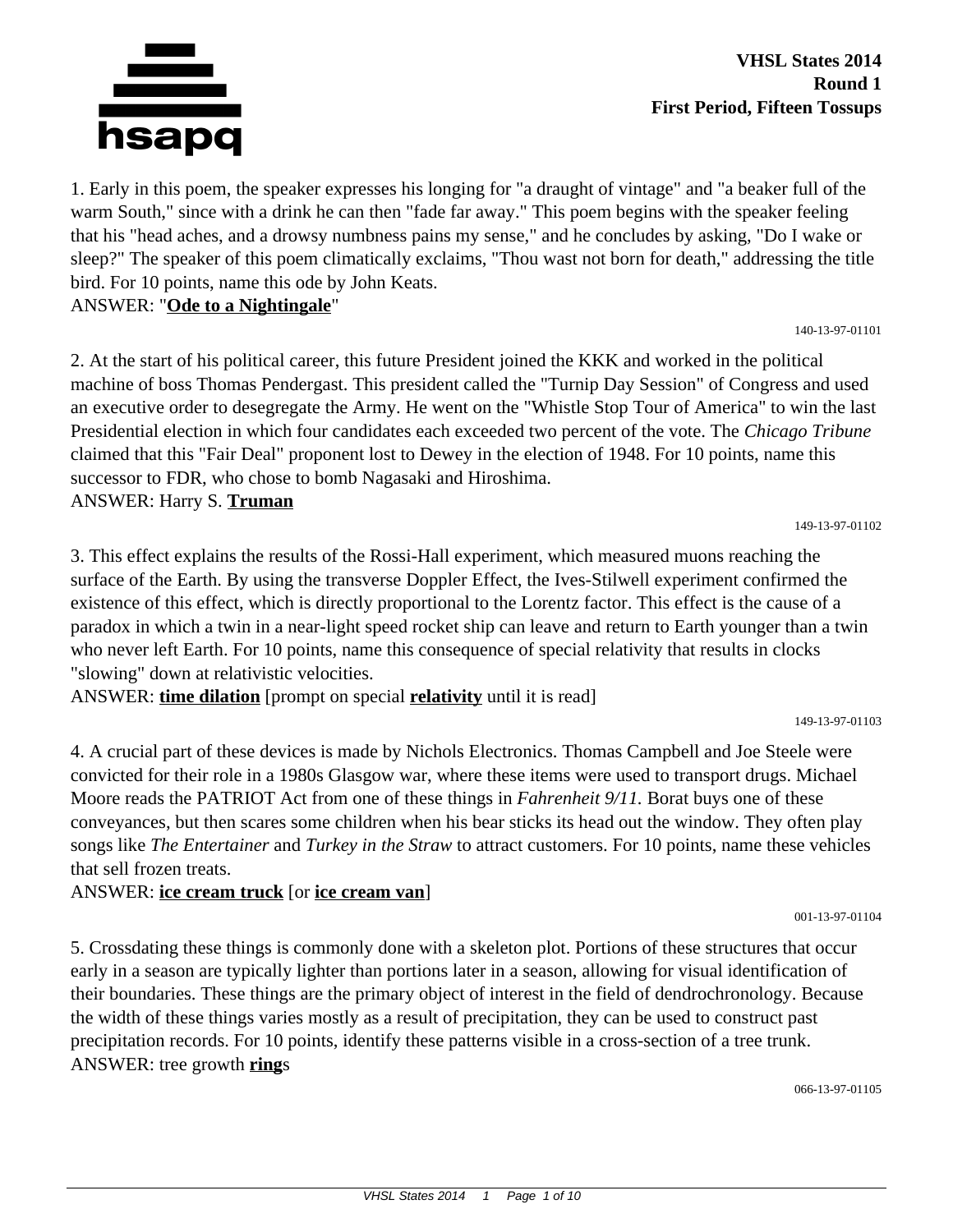**VHSL States 2014**
**Round 1**
**First Period, Fifteen Tossups**

1. Early in this poem, the speaker expresses his longing for "a draught of vintage" and "a beaker full of the warm South," since with a drink he can then "fade far away." This poem begins with the speaker feeling that his "head aches, and a drowsy numbness pains my sense," and he concludes by asking, "Do I wake or sleep?" The speaker of this poem climatically exclaims, "Thou wast not born for death," addressing the title bird. For 10 points, name this ode by John Keats.
ANSWER: "**Ode to a Nightingale**"

140-13-97-01101

2. At the start of his political career, this future President joined the KKK and worked in the political machine of boss Thomas Pendergast. This president called the "Turnip Day Session" of Congress and used an executive order to desegregate the Army. He went on the "Whistle Stop Tour of America" to win the last Presidential election in which four candidates each exceeded two percent of the vote. The *Chicago Tribune* claimed that this "Fair Deal" proponent lost to Dewey in the election of 1948. For 10 points, name this successor to FDR, who chose to bomb Nagasaki and Hiroshima.
ANSWER: Harry S. **Truman**

149-13-97-01102

3. This effect explains the results of the Rossi-Hall experiment, which measured muons reaching the surface of the Earth. By using the transverse Doppler Effect, the Ives-Stilwell experiment confirmed the existence of this effect, which is directly proportional to the Lorentz factor. This effect is the cause of a paradox in which a twin in a near-light speed rocket ship can leave and return to Earth younger than a twin who never left Earth. For 10 points, name this consequence of special relativity that results in clocks "slowing" down at relativistic velocities.
ANSWER: **time dilation** [prompt on special **relativity** until it is read]

149-13-97-01103

4. A crucial part of these devices is made by Nichols Electronics. Thomas Campbell and Joe Steele were convicted for their role in a 1980s Glasgow war, where these items were used to transport drugs. Michael Moore reads the PATRIOT Act from one of these things in *Fahrenheit 9/11.* Borat buys one of these conveyances, but then scares some children when his bear sticks its head out the window. They often play songs like *The Entertainer* and *Turkey in the Straw* to attract customers. For 10 points, name these vehicles that sell frozen treats.
ANSWER: **ice cream truck** [or **ice cream van**]

001-13-97-01104

5. Crossdating these things is commonly done with a skeleton plot. Portions of these structures that occur early in a season are typically lighter than portions later in a season, allowing for visual identification of their boundaries. These things are the primary object of interest in the field of dendrochronology. Because the width of these things varies mostly as a result of precipitation, they can be used to construct past precipitation records. For 10 points, identify these patterns visible in a cross-section of a tree trunk.
ANSWER: tree growth **ring**s

066-13-97-01105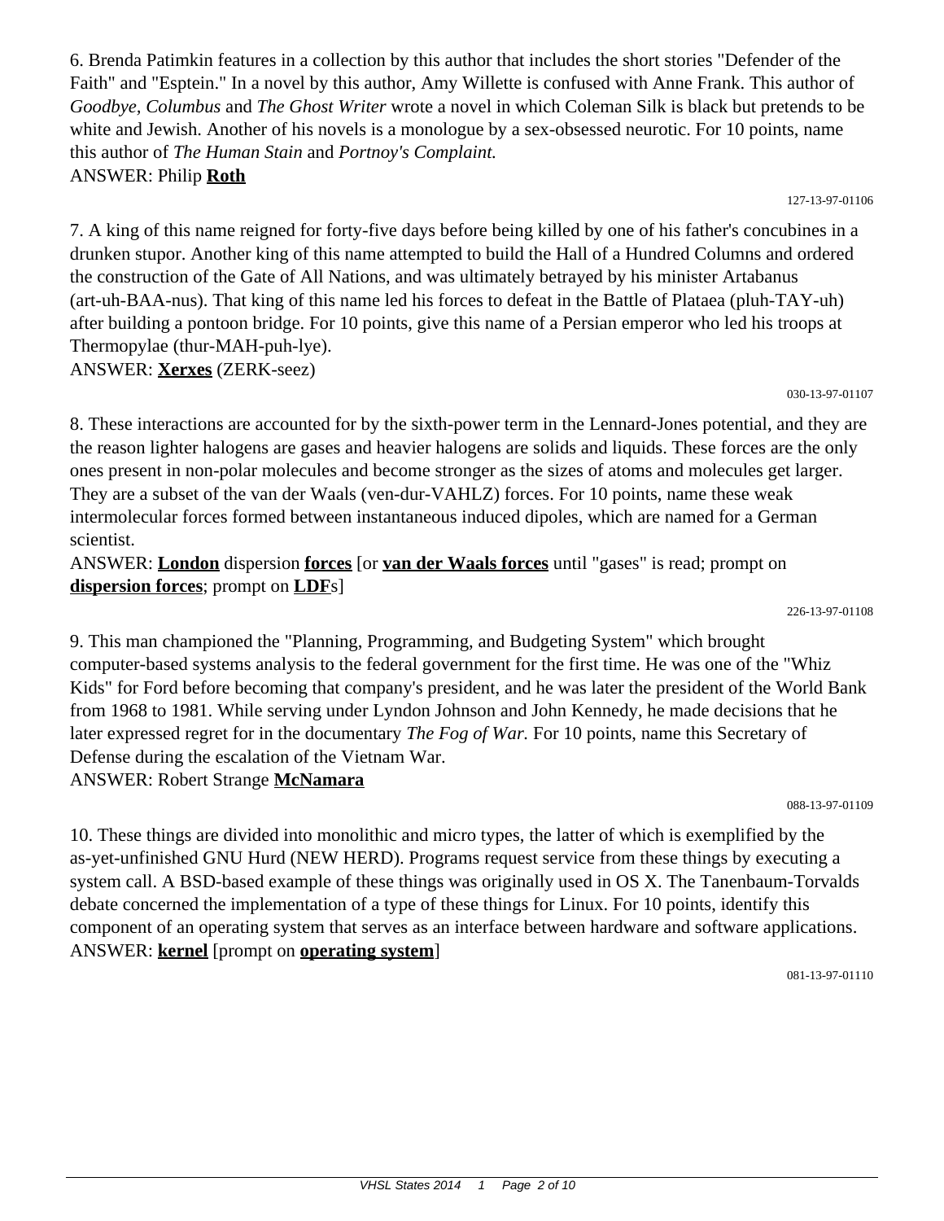6. Brenda Patimkin features in a collection by this author that includes the short stories "Defender of the Faith" and "Esptein." In a novel by this author, Amy Willette is confused with Anne Frank. This author of *Goodbye, Columbus* and *The Ghost Writer* wrote a novel in which Coleman Silk is black but pretends to be white and Jewish. Another of his novels is a monologue by a sex-obsessed neurotic. For 10 points, name this author of *The Human Stain* and *Portnoy's Complaint.*

ANSWER: Philip **Roth**

127-13-97-01106

7. A king of this name reigned for forty-five days before being killed by one of his father's concubines in a drunken stupor. Another king of this name attempted to build the Hall of a Hundred Columns and ordered the construction of the Gate of All Nations, and was ultimately betrayed by his minister Artabanus (art-uh-BAA-nus). That king of this name led his forces to defeat in the Battle of Plataea (pluh-TAY-uh) after building a pontoon bridge. For 10 points, give this name of a Persian emperor who led his troops at Thermopylae (thur-MAH-puh-lye).

ANSWER: **Xerxes** (ZERK-seez)

030-13-97-01107

8. These interactions are accounted for by the sixth-power term in the Lennard-Jones potential, and they are the reason lighter halogens are gases and heavier halogens are solids and liquids. These forces are the only ones present in non-polar molecules and become stronger as the sizes of atoms and molecules get larger. They are a subset of the van der Waals (ven-dur-VAHLZ) forces. For 10 points, name these weak intermolecular forces formed between instantaneous induced dipoles, which are named for a German scientist.

ANSWER: **London** dispersion **forces** [or **van der Waals forces** until "gases" is read; prompt on **dispersion forces**; prompt on **LDF**s]

226-13-97-01108

9. This man championed the "Planning, Programming, and Budgeting System" which brought computer-based systems analysis to the federal government for the first time. He was one of the "Whiz Kids" for Ford before becoming that company's president, and he was later the president of the World Bank from 1968 to 1981. While serving under Lyndon Johnson and John Kennedy, he made decisions that he later expressed regret for in the documentary *The Fog of War.* For 10 points, name this Secretary of Defense during the escalation of the Vietnam War.

ANSWER: Robert Strange **McNamara**

088-13-97-01109

10. These things are divided into monolithic and micro types, the latter of which is exemplified by the as-yet-unfinished GNU Hurd (NEW HERD). Programs request service from these things by executing a system call. A BSD-based example of these things was originally used in OS X. The Tanenbaum-Torvalds debate concerned the implementation of a type of these things for Linux. For 10 points, identify this component of an operating system that serves as an interface between hardware and software applications.

ANSWER: **kernel** [prompt on **operating system**]

081-13-97-01110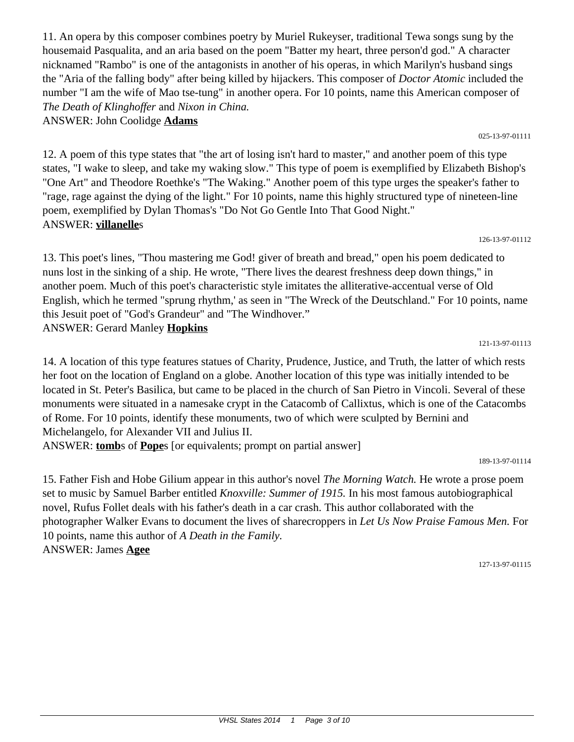11. An opera by this composer combines poetry by Muriel Rukeyser, traditional Tewa songs sung by the housemaid Pasqualita, and an aria based on the poem "Batter my heart, three person'd god." A character nicknamed "Rambo" is one of the antagonists in another of his operas, in which Marilyn's husband sings the "Aria of the falling body" after being killed by hijackers. This composer of *Doctor Atomic* included the number "I am the wife of Mao tse-tung" in another opera. For 10 points, name this American composer of *The Death of Klinghoffer* and *Nixon in China.*

ANSWER: John Coolidge **Adams**

025-13-97-01111

12. A poem of this type states that "the art of losing isn't hard to master," and another poem of this type states, "I wake to sleep, and take my waking slow." This type of poem is exemplified by Elizabeth Bishop's "One Art" and Theodore Roethke's "The Waking." Another poem of this type urges the speaker's father to "rage, rage against the dying of the light." For 10 points, name this highly structured type of nineteen-line poem, exemplified by Dylan Thomas's "Do Not Go Gentle Into That Good Night."

ANSWER: **villanelle**s

126-13-97-01112

13. This poet's lines, "Thou mastering me God! giver of breath and bread," open his poem dedicated to nuns lost in the sinking of a ship. He wrote, "There lives the dearest freshness deep down things," in another poem. Much of this poet's characteristic style imitates the alliterative-accentual verse of Old English, which he termed "sprung rhythm,' as seen in "The Wreck of the Deutschland." For 10 points, name this Jesuit poet of "God's Grandeur" and "The Windhover."

ANSWER: Gerard Manley **Hopkins**

121-13-97-01113

14. A location of this type features statues of Charity, Prudence, Justice, and Truth, the latter of which rests her foot on the location of England on a globe. Another location of this type was initially intended to be located in St. Peter's Basilica, but came to be placed in the church of San Pietro in Vincoli. Several of these monuments were situated in a namesake crypt in the Catacomb of Callixtus, which is one of the Catacombs of Rome. For 10 points, identify these monuments, two of which were sculpted by Bernini and Michelangelo, for Alexander VII and Julius II.

ANSWER: **tomb**s of **Pope**s [or equivalents; prompt on partial answer]

189-13-97-01114

15. Father Fish and Hobe Gilium appear in this author's novel *The Morning Watch.* He wrote a prose poem set to music by Samuel Barber entitled *Knoxville: Summer of 1915.* In his most famous autobiographical novel, Rufus Follet deals with his father's death in a car crash. This author collaborated with the photographer Walker Evans to document the lives of sharecroppers in *Let Us Now Praise Famous Men.* For 10 points, name this author of *A Death in the Family.*

ANSWER: James **Agee**

127-13-97-01115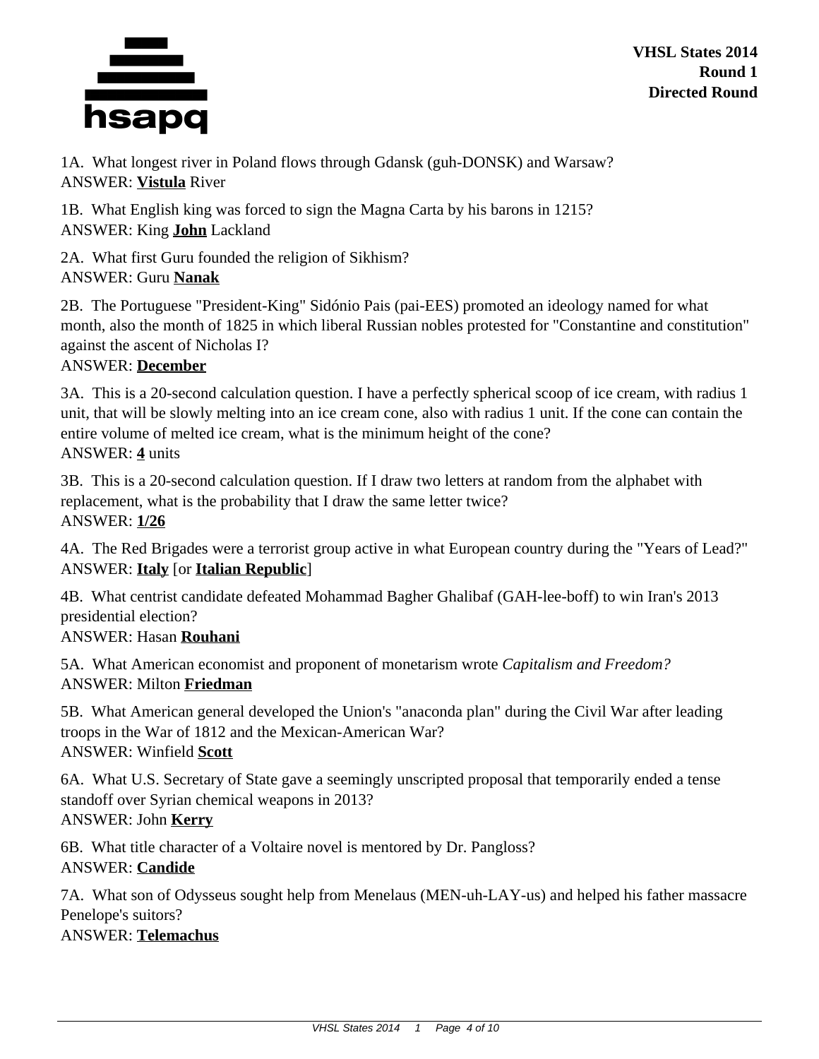VHSL States 2014
Round 1
Directed Round

1A. What longest river in Poland flows through Gdansk (guh-DONSK) and Warsaw?
ANSWER: **Vistula** River

1B. What English king was forced to sign the Magna Carta by his barons in 1215?
ANSWER: King **John** Lackland

2A. What first Guru founded the religion of Sikhism?
ANSWER: Guru **Nanak**

2B. The Portuguese "President-King" Sidónio Pais (pai-EES) promoted an ideology named for what month, also the month of 1825 in which liberal Russian nobles protested for "Constantine and constitution" against the ascent of Nicholas I?
ANSWER: **December**

3A. This is a 20-second calculation question. I have a perfectly spherical scoop of ice cream, with radius 1 unit, that will be slowly melting into an ice cream cone, also with radius 1 unit. If the cone can contain the entire volume of melted ice cream, what is the minimum height of the cone?
ANSWER: **4** units

3B. This is a 20-second calculation question. If I draw two letters at random from the alphabet with replacement, what is the probability that I draw the same letter twice?
ANSWER: **1/26**

4A. The Red Brigades were a terrorist group active in what European country during the "Years of Lead?"
ANSWER: **Italy** [or **Italian Republic**]

4B. What centrist candidate defeated Mohammad Bagher Ghalibaf (GAH-lee-boff) to win Iran's 2013 presidential election?
ANSWER: Hasan **Rouhani**

5A. What American economist and proponent of monetarism wrote *Capitalism and Freedom?*
ANSWER: Milton **Friedman**

5B. What American general developed the Union's "anaconda plan" during the Civil War after leading troops in the War of 1812 and the Mexican-American War?
ANSWER: Winfield **Scott**

6A. What U.S. Secretary of State gave a seemingly unscripted proposal that temporarily ended a tense standoff over Syrian chemical weapons in 2013?
ANSWER: John **Kerry**

6B. What title character of a Voltaire novel is mentored by Dr. Pangloss?
ANSWER: **Candide**

7A. What son of Odysseus sought help from Menelaus (MEN-uh-LAY-us) and helped his father massacre Penelope's suitors?
ANSWER: **Telemachus**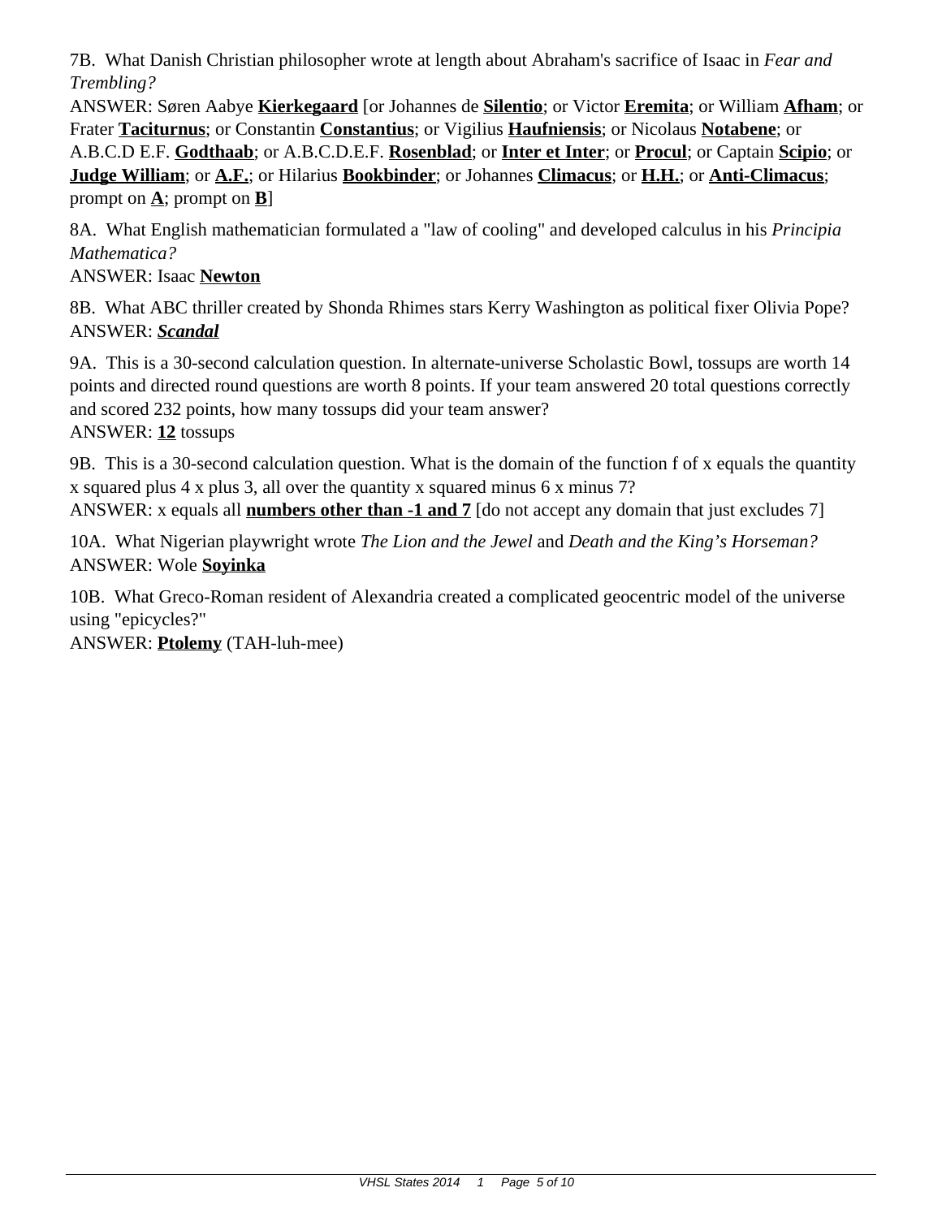7B. What Danish Christian philosopher wrote at length about Abraham's sacrifice of Isaac in *Fear and Trembling?*
ANSWER: Søren Aabye **Kierkegaard** [or Johannes de **Silentio**; or Victor **Eremita**; or William **Afham**; or Frater **Taciturnus**; or Constantin **Constantius**; or Vigilius **Haufniensis**; or Nicolaus **Notabene**; or A.B.C.D E.F. **Godthaab**; or A.B.C.D.E.F. **Rosenblad**; or **Inter et Inter**; or **Procul**; or Captain **Scipio**; or **Judge William**; or **A.F.**; or Hilarius **Bookbinder**; or Johannes **Climacus**; or **H.H.**; or **Anti-Climacus**; prompt on **A**; prompt on **B**]

8A. What English mathematician formulated a "law of cooling" and developed calculus in his *Principia Mathematica?*
ANSWER: Isaac **Newton**

8B. What ABC thriller created by Shonda Rhimes stars Kerry Washington as political fixer Olivia Pope?
ANSWER: ***Scandal***

9A. This is a 30-second calculation question. In alternate-universe Scholastic Bowl, tossups are worth 14 points and directed round questions are worth 8 points. If your team answered 20 total questions correctly and scored 232 points, how many tossups did your team answer?
ANSWER: **12** tossups

9B. This is a 30-second calculation question. What is the domain of the function f of x equals the quantity x squared plus 4 x plus 3, all over the quantity x squared minus 6 x minus 7?
ANSWER: x equals all **numbers other than -1 and 7** [do not accept any domain that just excludes 7]

10A. What Nigerian playwright wrote *The Lion and the Jewel* and *Death and the King's Horseman?*
ANSWER: Wole **Soyinka**

10B. What Greco-Roman resident of Alexandria created a complicated geocentric model of the universe using "epicycles?"
ANSWER: **Ptolemy** (TAH-luh-mee)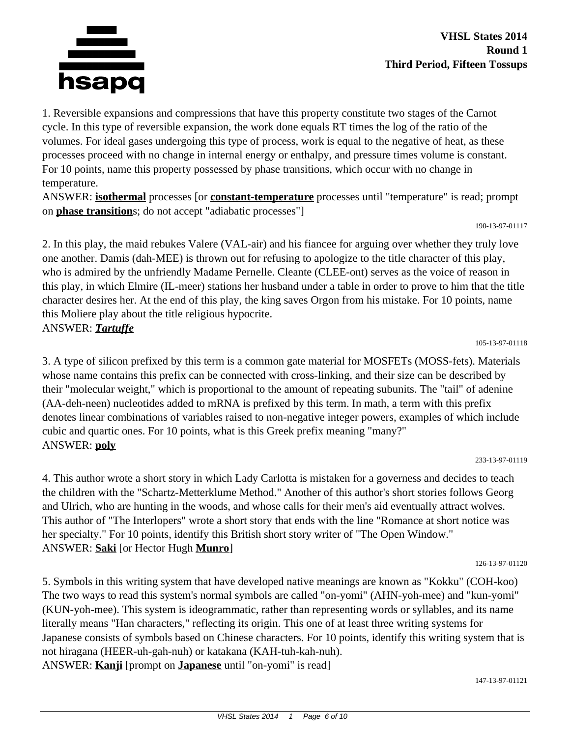**VHSL States 2014**
**Round 1**
**Third Period, Fifteen Tossups**

1. Reversible expansions and compressions that have this property constitute two stages of the Carnot cycle. In this type of reversible expansion, the work done equals RT times the log of the ratio of the volumes. For ideal gases undergoing this type of process, work is equal to the negative of heat, as these processes proceed with no change in internal energy or enthalpy, and pressure times volume is constant. For 10 points, name this property possessed by phase transitions, which occur with no change in temperature.
ANSWER: **isothermal** processes [or **constant-temperature** processes until "temperature" is read; prompt on **phase transition**s; do not accept "adiabatic processes"]

190-13-97-01117

2. In this play, the maid rebukes Valere (VAL-air) and his fiancee for arguing over whether they truly love one another. Damis (dah-MEE) is thrown out for refusing to apologize to the title character of this play, who is admired by the unfriendly Madame Pernelle. Cleante (CLEE-ont) serves as the voice of reason in this play, in which Elmire (IL-meer) stations her husband under a table in order to prove to him that the title character desires her. At the end of this play, the king saves Orgon from his mistake. For 10 points, name this Moliere play about the title religious hypocrite.
ANSWER: ***Tartuffe***

105-13-97-01118

3. A type of silicon prefixed by this term is a common gate material for MOSFETs (MOSS-fets). Materials whose name contains this prefix can be connected with cross-linking, and their size can be described by their "molecular weight," which is proportional to the amount of repeating subunits. The "tail" of adenine (AA-deh-neen) nucleotides added to mRNA is prefixed by this term. In math, a term with this prefix denotes linear combinations of variables raised to non-negative integer powers, examples of which include cubic and quartic ones. For 10 points, what is this Greek prefix meaning "many?"
ANSWER: **poly**

233-13-97-01119

4. This author wrote a short story in which Lady Carlotta is mistaken for a governess and decides to teach the children with the "Schartz-Metterklume Method." Another of this author's short stories follows Georg and Ulrich, who are hunting in the woods, and whose calls for their men's aid eventually attract wolves. This author of "The Interlopers" wrote a short story that ends with the line "Romance at short notice was her specialty." For 10 points, identify this British short story writer of "The Open Window."
ANSWER: **Saki** [or Hector Hugh **Munro**]

126-13-97-01120

5. Symbols in this writing system that have developed native meanings are known as "Kokku" (COH-koo) The two ways to read this system's normal symbols are called "on-yomi" (AHN-yoh-mee) and "kun-yomi" (KUN-yoh-mee). This system is ideogrammatic, rather than representing words or syllables, and its name literally means "Han characters," reflecting its origin. This one of at least three writing systems for Japanese consists of symbols based on Chinese characters. For 10 points, identify this writing system that is not hiragana (HEER-uh-gah-nuh) or katakana (KAH-tuh-kah-nuh).
ANSWER: **Kanji** [prompt on **Japanese** until "on-yomi" is read]

147-13-97-01121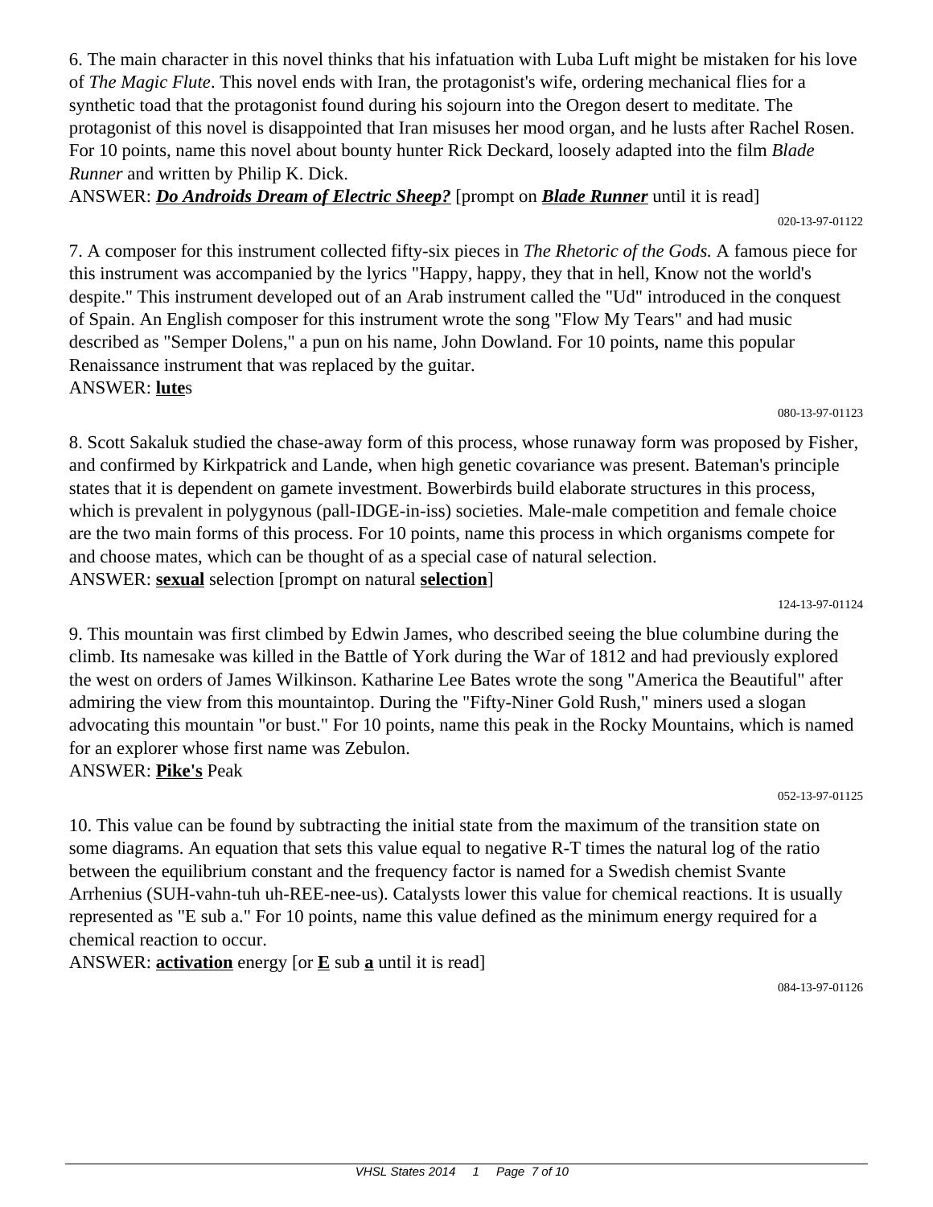6. The main character in this novel thinks that his infatuation with Luba Luft might be mistaken for his love of *The Magic Flute*. This novel ends with Iran, the protagonist's wife, ordering mechanical flies for a synthetic toad that the protagonist found during his sojourn into the Oregon desert to meditate. The protagonist of this novel is disappointed that Iran misuses her mood organ, and he lusts after Rachel Rosen. For 10 points, name this novel about bounty hunter Rick Deckard, loosely adapted into the film *Blade Runner* and written by Philip K. Dick.

ANSWER: ***Do Androids Dream of Electric Sheep?*** [prompt on ***Blade Runner*** until it is read]

020-13-97-01122

7. A composer for this instrument collected fifty-six pieces in *The Rhetoric of the Gods.* A famous piece for this instrument was accompanied by the lyrics "Happy, happy, they that in hell, Know not the world's despite." This instrument developed out of an Arab instrument called the "Ud" introduced in the conquest of Spain. An English composer for this instrument wrote the song "Flow My Tears" and had music described as "Semper Dolens," a pun on his name, John Dowland. For 10 points, name this popular Renaissance instrument that was replaced by the guitar.

ANSWER: **lute**s

080-13-97-01123

8. Scott Sakaluk studied the chase-away form of this process, whose runaway form was proposed by Fisher, and confirmed by Kirkpatrick and Lande, when high genetic covariance was present. Bateman's principle states that it is dependent on gamete investment. Bowerbirds build elaborate structures in this process, which is prevalent in polygynous (pall-IDGE-in-iss) societies. Male-male competition and female choice are the two main forms of this process. For 10 points, name this process in which organisms compete for and choose mates, which can be thought of as a special case of natural selection.

ANSWER: **sexual** selection [prompt on natural **selection**]

124-13-97-01124

9. This mountain was first climbed by Edwin James, who described seeing the blue columbine during the climb. Its namesake was killed in the Battle of York during the War of 1812 and had previously explored the west on orders of James Wilkinson. Katharine Lee Bates wrote the song "America the Beautiful" after admiring the view from this mountaintop. During the "Fifty-Niner Gold Rush," miners used a slogan advocating this mountain "or bust." For 10 points, name this peak in the Rocky Mountains, which is named for an explorer whose first name was Zebulon.

ANSWER: **Pike's** Peak

052-13-97-01125

10. This value can be found by subtracting the initial state from the maximum of the transition state on some diagrams. An equation that sets this value equal to negative R-T times the natural log of the ratio between the equilibrium constant and the frequency factor is named for a Swedish chemist Svante Arrhenius (SUH-vahn-tuh uh-REE-nee-us). Catalysts lower this value for chemical reactions. It is usually represented as "E sub a." For 10 points, name this value defined as the minimum energy required for a chemical reaction to occur.

ANSWER: **activation** energy [or **E** sub **a** until it is read]

084-13-97-01126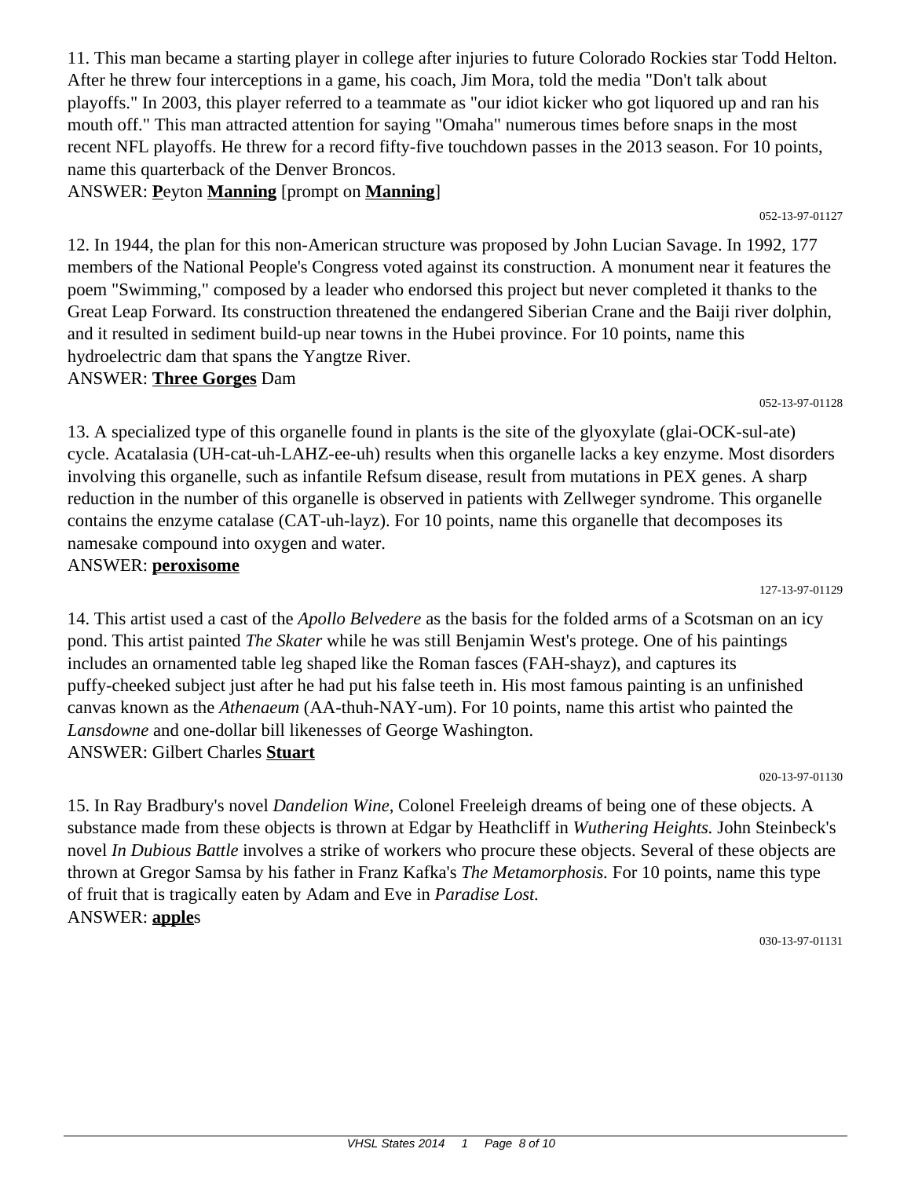11. This man became a starting player in college after injuries to future Colorado Rockies star Todd Helton. After he threw four interceptions in a game, his coach, Jim Mora, told the media "Don't talk about playoffs." In 2003, this player referred to a teammate as "our idiot kicker who got liquored up and ran his mouth off." This man attracted attention for saying "Omaha" numerous times before snaps in the most recent NFL playoffs. He threw for a record fifty-five touchdown passes in the 2013 season. For 10 points, name this quarterback of the Denver Broncos.

ANSWER: **P**eyton **Manning** [prompt on **Manning**]

052-13-97-01127

12. In 1944, the plan for this non-American structure was proposed by John Lucian Savage. In 1992, 177 members of the National People's Congress voted against its construction. A monument near it features the poem "Swimming," composed by a leader who endorsed this project but never completed it thanks to the Great Leap Forward. Its construction threatened the endangered Siberian Crane and the Baiji river dolphin, and it resulted in sediment build-up near towns in the Hubei province. For 10 points, name this hydroelectric dam that spans the Yangtze River.

ANSWER: **Three Gorges** Dam

052-13-97-01128

13. A specialized type of this organelle found in plants is the site of the glyoxylate (glai-OCK-sul-ate) cycle. Acatalasia (UH-cat-uh-LAHZ-ee-uh) results when this organelle lacks a key enzyme. Most disorders involving this organelle, such as infantile Refsum disease, result from mutations in PEX genes. A sharp reduction in the number of this organelle is observed in patients with Zellweger syndrome. This organelle contains the enzyme catalase (CAT-uh-layz). For 10 points, name this organelle that decomposes its namesake compound into oxygen and water.

ANSWER: **peroxisome**

127-13-97-01129

14. This artist used a cast of the *Apollo Belvedere* as the basis for the folded arms of a Scotsman on an icy pond. This artist painted *The Skater* while he was still Benjamin West's protege. One of his paintings includes an ornamented table leg shaped like the Roman fasces (FAH-shayz), and captures its puffy-cheeked subject just after he had put his false teeth in. His most famous painting is an unfinished canvas known as the *Athenaeum* (AA-thuh-NAY-um). For 10 points, name this artist who painted the *Lansdowne* and one-dollar bill likenesses of George Washington.

ANSWER: Gilbert Charles **Stuart**

020-13-97-01130

15. In Ray Bradbury's novel *Dandelion Wine*, Colonel Freeleigh dreams of being one of these objects. A substance made from these objects is thrown at Edgar by Heathcliff in *Wuthering Heights.* John Steinbeck's novel *In Dubious Battle* involves a strike of workers who procure these objects. Several of these objects are thrown at Gregor Samsa by his father in Franz Kafka's *The Metamorphosis.* For 10 points, name this type of fruit that is tragically eaten by Adam and Eve in *Paradise Lost.*

ANSWER: **apple**s

030-13-97-01131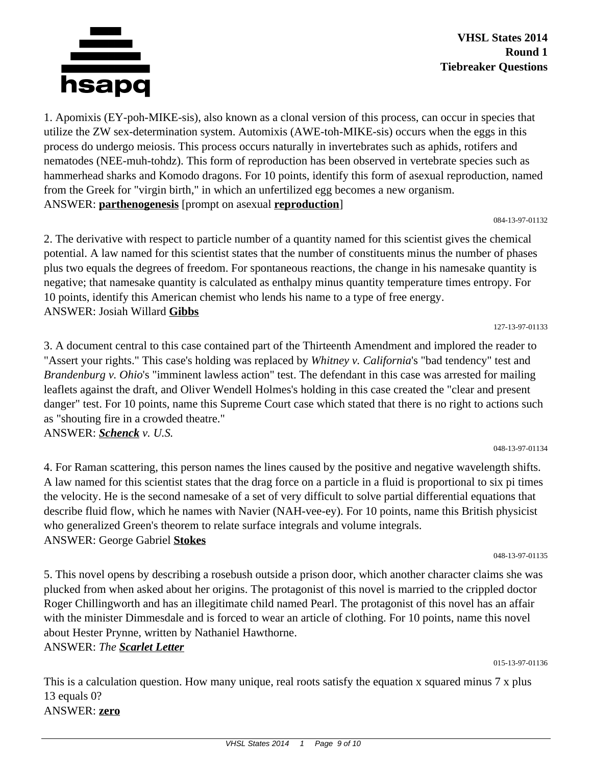**VHSL States 2014**
**Round 1**
**Tiebreaker Questions**

1. Apomixis (EY-poh-MIKE-sis), also known as a clonal version of this process, can occur in species that utilize the ZW sex-determination system. Automixis (AWE-toh-MIKE-sis) occurs when the eggs in this process do undergo meiosis. This process occurs naturally in invertebrates such as aphids, rotifers and nematodes (NEE-muh-tohdz). This form of reproduction has been observed in vertebrate species such as hammerhead sharks and Komodo dragons. For 10 points, identify this form of asexual reproduction, named from the Greek for "virgin birth," in which an unfertilized egg becomes a new organism.
ANSWER: **parthenogenesis** [prompt on asexual **reproduction**]

084-13-97-01132

2. The derivative with respect to particle number of a quantity named for this scientist gives the chemical potential. A law named for this scientist states that the number of constituents minus the number of phases plus two equals the degrees of freedom. For spontaneous reactions, the change in his namesake quantity is negative; that namesake quantity is calculated as enthalpy minus quantity temperature times entropy. For 10 points, identify this American chemist who lends his name to a type of free energy.
ANSWER: Josiah Willard **Gibbs**

127-13-97-01133

3. A document central to this case contained part of the Thirteenth Amendment and implored the reader to "Assert your rights." This case's holding was replaced by *Whitney v. California*'s "bad tendency" test and *Brandenburg v. Ohio*'s "imminent lawless action" test. The defendant in this case was arrested for mailing leaflets against the draft, and Oliver Wendell Holmes's holding in this case created the "clear and present danger" test. For 10 points, name this Supreme Court case which stated that there is no right to actions such as "shouting fire in a crowded theatre."
ANSWER: ***Schenck** v. U.S.*

048-13-97-01134

4. For Raman scattering, this person names the lines caused by the positive and negative wavelength shifts. A law named for this scientist states that the drag force on a particle in a fluid is proportional to six pi times the velocity. He is the second namesake of a set of very difficult to solve partial differential equations that describe fluid flow, which he names with Navier (NAH-vee-ey). For 10 points, name this British physicist who generalized Green's theorem to relate surface integrals and volume integrals.
ANSWER: George Gabriel **Stokes**

048-13-97-01135

5. This novel opens by describing a rosebush outside a prison door, which another character claims she was plucked from when asked about her origins. The protagonist of this novel is married to the crippled doctor Roger Chillingworth and has an illegitimate child named Pearl. The protagonist of this novel has an affair with the minister Dimmesdale and is forced to wear an article of clothing. For 10 points, name this novel about Hester Prynne, written by Nathaniel Hawthorne.
ANSWER: *The **Scarlet Letter***

015-13-97-01136

This is a calculation question. How many unique, real roots satisfy the equation x squared minus 7 x plus 13 equals 0?
ANSWER: **zero**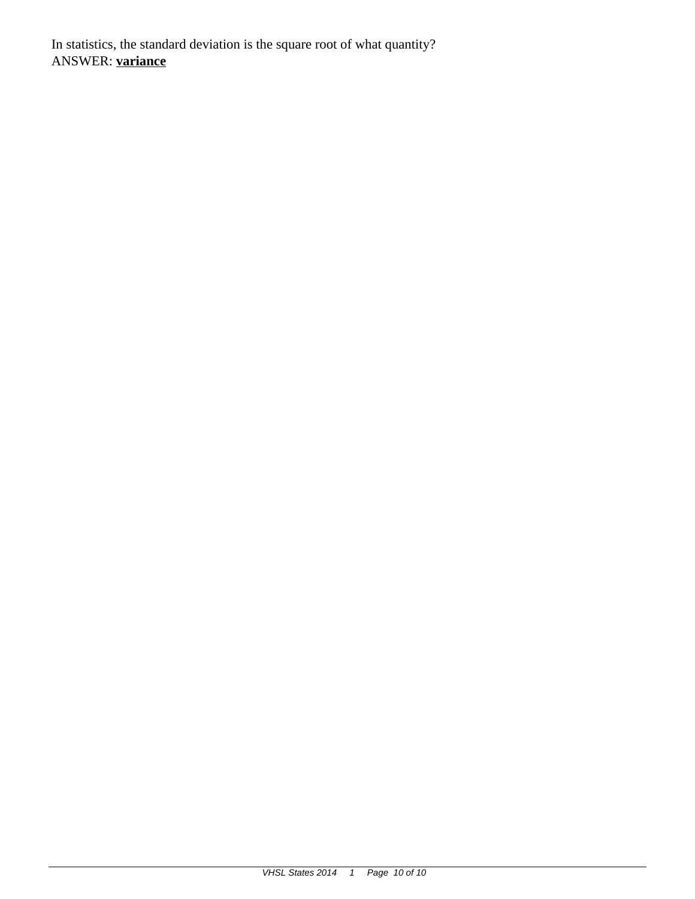In statistics, the standard deviation is the square root of what quantity?
ANSWER: **variance**